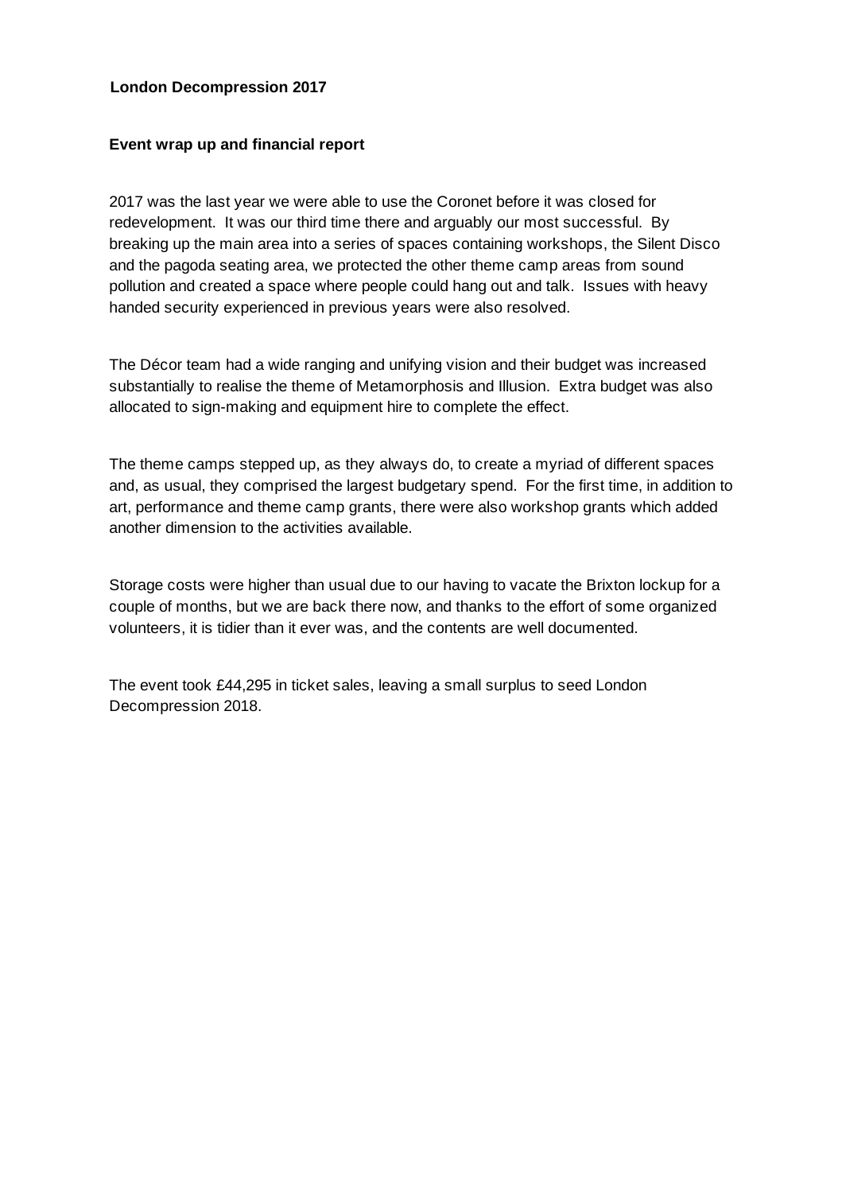# London Decompression 2017

## Event wrap up and financial report

2017 was the last year we were able to use the Coronet before it was closed for redevelopment. It was our third time there and arguably our most successful. By breaking up the main area into a series of spaces containing workshops, the Silent Disco and the pagoda seating area, we protected the other theme camp areas from sound pollution and created a space where people could hang out and talk. Issues with heavy handed security experienced in previous years were also resolved.

The Décor team had a wide ranging and unifying vision and their budget was increased substantially to realise the theme of Metamorphosis and Illusion. Extra budget was also allocated to sign-making and equipment hire to complete the effect.

The theme camps stepped up, as they always do, to create a myriad of different spaces and, as usual, they comprised the largest budgetary spend. For the first time, in addition to art, performance and theme camp grants, there were also workshop grants which added another dimension to the activities available.

Storage costs were higher than usual due to our having to vacate the Brixton lockup for a couple of months, but we are back there now, and thanks to the effort of some organized volunteers, it is tidier than it ever was, and the contents are well documented.

The event took £44,295 in ticket sales, leaving a small surplus to seed London Decompression 2018.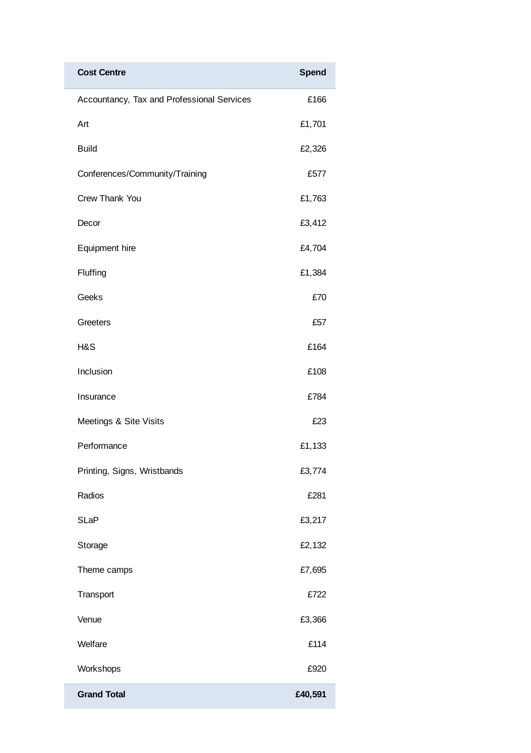| Cost Centre | Spend |
|---|---|
| Accountancy, Tax and Professional Services | £166 |
| Art | £1,701 |
| Build | £2,326 |
| Conferences/Community/Training | £577 |
| Crew Thank You | £1,763 |
| Decor | £3,412 |
| Equipment hire | £4,704 |
| Fluffing | £1,384 |
| Geeks | £70 |
| Greeters | £57 |
| H&S | £164 |
| Inclusion | £108 |
| Insurance | £784 |
| Meetings & Site Visits | £23 |
| Performance | £1,133 |
| Printing, Signs, Wristbands | £3,774 |
| Radios | £281 |
| SLaP | £3,217 |
| Storage | £2,132 |
| Theme camps | £7,695 |
| Transport | £722 |
| Venue | £3,366 |
| Welfare | £114 |
| Workshops | £920 |
| **Grand Total** | **£40,591** |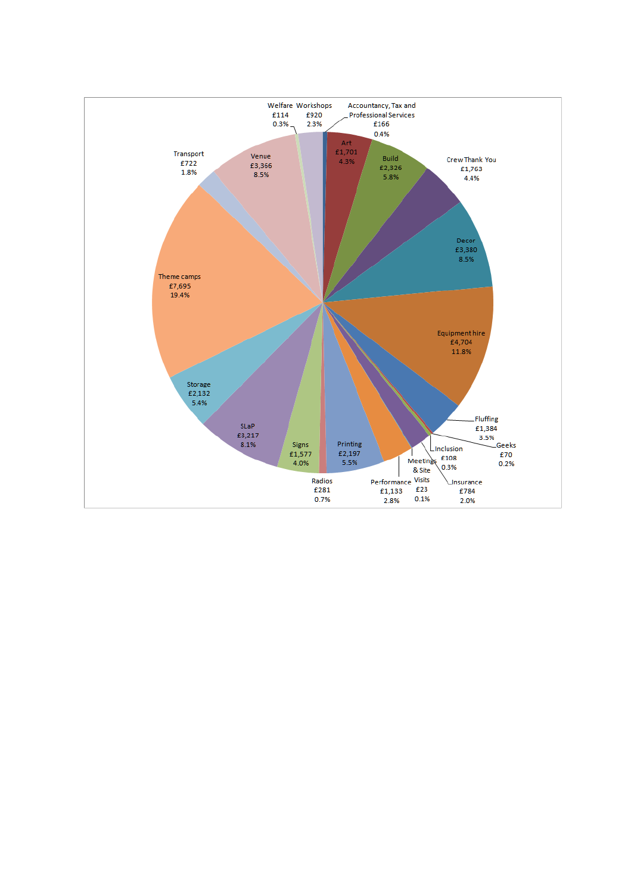Welfare
£114
0.3%

Workshops
£920
2.3%

Accountancy, Tax and Professional Services
£166
0.4%

Art
£1,701
4.3%

Build
£2,326
5.8%

Crew Thank You
£1,763
4.4%

Decor
£3,380
8.5%

Equipment hire
£4,704
11.8%

Fluffing
£1,384
3.5%

Geeks
£70
0.2%

Inclusion
£108
0.3%

Insurance
£784
2.0%

Meetings & Site Visits
£23
0.1%

Performance
£1,133
2.8%

Printing
£2,197
5.5%

Radios
£281
0.7%

Signs
£1,577
4.0%

SLaP
£3,217
8.1%

Storage
£2,132
5.4%

Theme camps
£7,695
19.4%

Transport
£722
1.8%

Venue
£3,366
8.5%